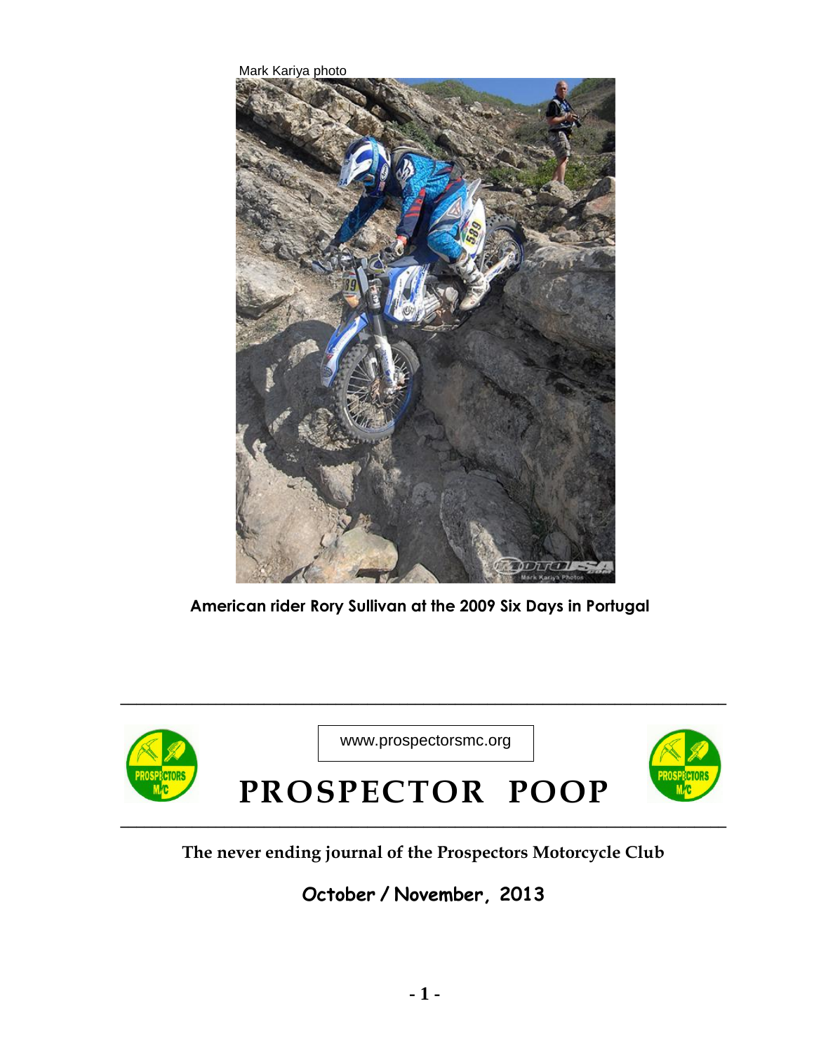Mark Kariya photo

American rider Rory Sullivan at the 2009 Six Days in Portugal

www.prospectorsmc.org

# PROSPECTOR POOP

**The never ending journal of the Prospectors Motorcycle Club**

**October / November, 2013**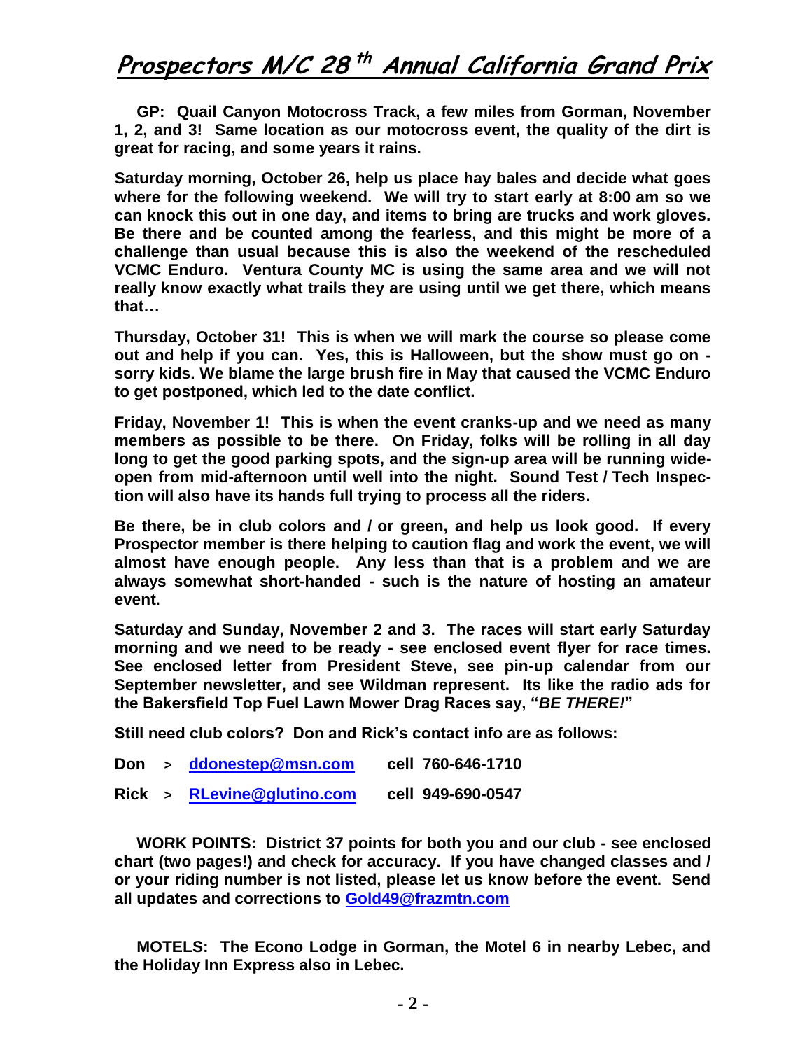# Prospectors M/C 28th Annual California Grand Prix

**GP: Quail Canyon Motocross Track, a few miles from Gorman, November 1, 2, and 3! Same location as our motocross event, the quality of the dirt is great for racing, and some years it rains.**

**Saturday morning, October 26, help us place hay bales and decide what goes where for the following weekend. We will try to start early at 8:00 am so we can knock this out in one day, and items to bring are trucks and work gloves. Be there and be counted among the fearless, and this might be more of a challenge than usual because this is also the weekend of the rescheduled VCMC Enduro. Ventura County MC is using the same area and we will not really know exactly what trails they are using until we get there, which means that…**

**Thursday, October 31! This is when we will mark the course so please come out and help if you can. Yes, this is Halloween, but the show must go on - sorry kids. We blame the large brush fire in May that caused the VCMC Enduro to get postponed, which led to the date conflict.**

**Friday, November 1! This is when the event cranks-up and we need as many members as possible to be there. On Friday, folks will be rolling in all day long to get the good parking spots, and the sign-up area will be running wide-open from mid-afternoon until well into the night. Sound Test / Tech Inspection will also have its hands full trying to process all the riders.**

**Be there, be in club colors and / or green, and help us look good. If every Prospector member is there helping to caution flag and work the event, we will almost have enough people. Any less than that is a problem and we are always somewhat short-handed - such is the nature of hosting an amateur event.**

**Saturday and Sunday, November 2 and 3. The races will start early Saturday morning and we need to be ready - see enclosed event flyer for race times. See enclosed letter from President Steve, see pin-up calendar from our September newsletter, and see Wildman represent. Its like the radio ads for the Bakersfield Top Fuel Lawn Mower Drag Races say, "*BE THERE!*"**

**Still need club colors? Don and Rick's contact info are as follows:**

**Don > ddonestep@msn.com cell 760-646-1710**

**Rick > RLevine@glutino.com cell 949-690-0547**

**WORK POINTS: District 37 points for both you and our club - see enclosed chart (two pages!) and check for accuracy. If you have changed classes and / or your riding number is not listed, please let us know before the event. Send all updates and corrections to Gold49@frazmtn.com**

**MOTELS: The Econo Lodge in Gorman, the Motel 6 in nearby Lebec, and the Holiday Inn Express also in Lebec.**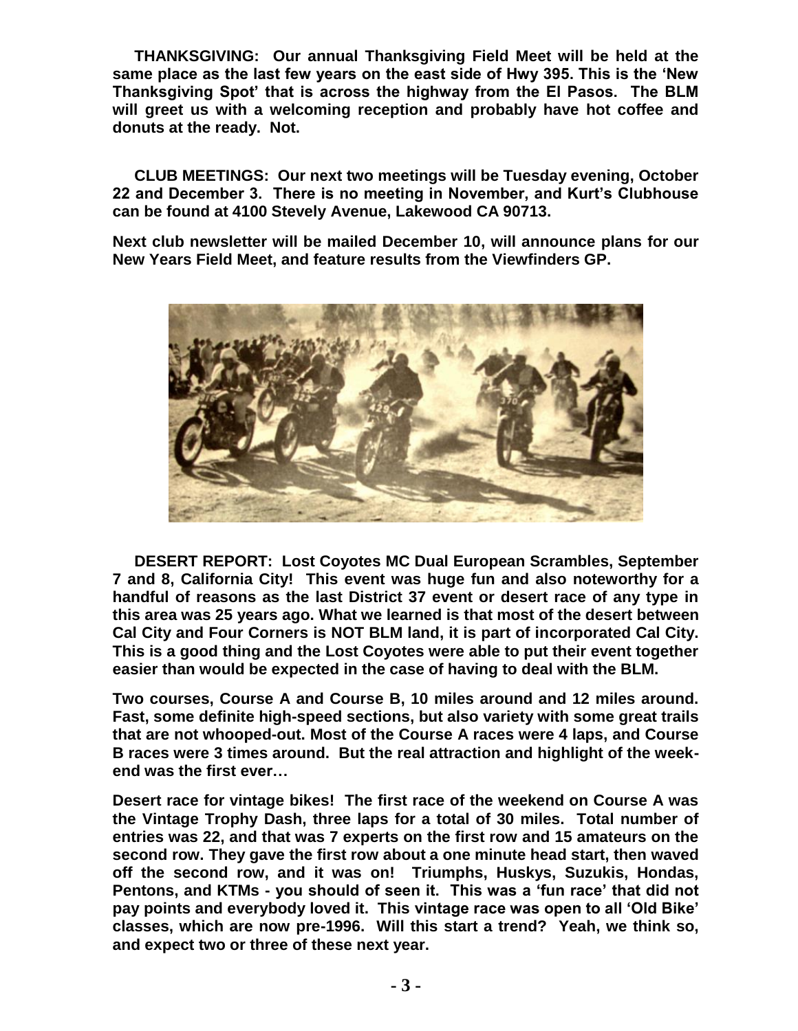**THANKSGIVING: Our annual Thanksgiving Field Meet will be held at the same place as the last few years on the east side of Hwy 395. This is the 'New Thanksgiving Spot' that is across the highway from the El Pasos. The BLM will greet us with a welcoming reception and probably have hot coffee and donuts at the ready. Not.**

**CLUB MEETINGS: Our next two meetings will be Tuesday evening, October 22 and December 3. There is no meeting in November, and Kurt's Clubhouse can be found at 4100 Stevely Avenue, Lakewood CA 90713.**

**Next club newsletter will be mailed December 10, will announce plans for our New Years Field Meet, and feature results from the Viewfinders GP.**

**DESERT REPORT: Lost Coyotes MC Dual European Scrambles, September 7 and 8, California City! This event was huge fun and also noteworthy for a handful of reasons as the last District 37 event or desert race of any type in this area was 25 years ago. What we learned is that most of the desert between Cal City and Four Corners is NOT BLM land, it is part of incorporated Cal City. This is a good thing and the Lost Coyotes were able to put their event together easier than would be expected in the case of having to deal with the BLM.**

**Two courses, Course A and Course B, 10 miles around and 12 miles around. Fast, some definite high-speed sections, but also variety with some great trails that are not whooped-out. Most of the Course A races were 4 laps, and Course B races were 3 times around. But the real attraction and highlight of the week-end was the first ever…**

**Desert race for vintage bikes! The first race of the weekend on Course A was the Vintage Trophy Dash, three laps for a total of 30 miles. Total number of entries was 22, and that was 7 experts on the first row and 15 amateurs on the second row. They gave the first row about a one minute head start, then waved off the second row, and it was on! Triumphs, Huskys, Suzukis, Hondas, Pentons, and KTMs - you should of seen it. This was a 'fun race' that did not pay points and everybody loved it. This vintage race was open to all 'Old Bike' classes, which are now pre-1996. Will this start a trend? Yeah, we think so, and expect two or three of these next year.**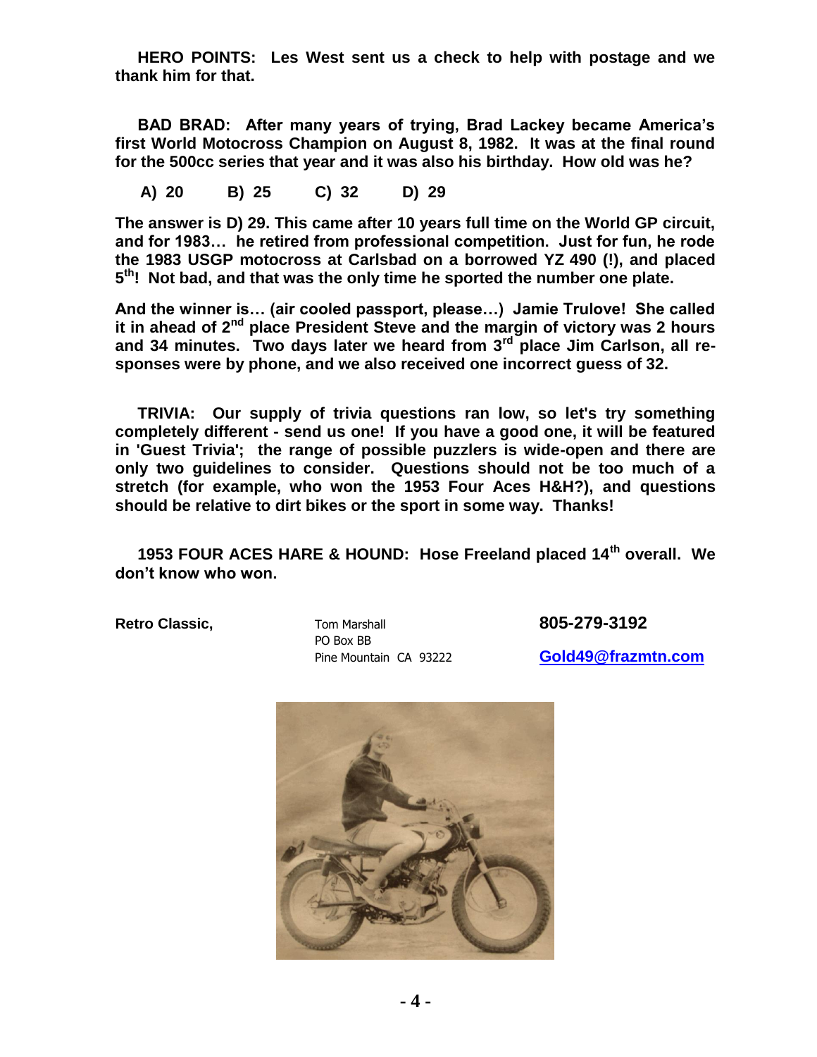**HERO POINTS: Les West sent us a check to help with postage and we thank him for that.**

**BAD BRAD: After many years of trying, Brad Lackey became America's first World Motocross Champion on August 8, 1982. It was at the final round for the 500cc series that year and it was also his birthday. How old was he?**

**A) 20 B) 25 C) 32 D) 29**

**The answer is D) 29. This came after 10 years full time on the World GP circuit, and for 1983… he retired from professional competition. Just for fun, he rode the 1983 USGP motocross at Carlsbad on a borrowed YZ 490 (!), and placed 5th! Not bad, and that was the only time he sported the number one plate.**

**And the winner is… (air cooled passport, please…) Jamie Trulove! She called it in ahead of 2nd place President Steve and the margin of victory was 2 hours and 34 minutes. Two days later we heard from 3rd place Jim Carlson, all responses were by phone, and we also received one incorrect guess of 32.**

**TRIVIA: Our supply of trivia questions ran low, so let's try something completely different - send us one! If you have a good one, it will be featured in 'Guest Trivia'; the range of possible puzzlers is wide-open and there are only two guidelines to consider. Questions should not be too much of a stretch (for example, who won the 1953 Four Aces H&H?), and questions should be relative to dirt bikes or the sport in some way. Thanks!**

**1953 FOUR ACES HARE & HOUND: Hose Freeland placed 14th overall. We don't know who won.**

**Retro Classic,**

Tom Marshall
PO Box BB
Pine Mountain CA 93222

**805-279-3192**

**Gold49@frazmtn.com**